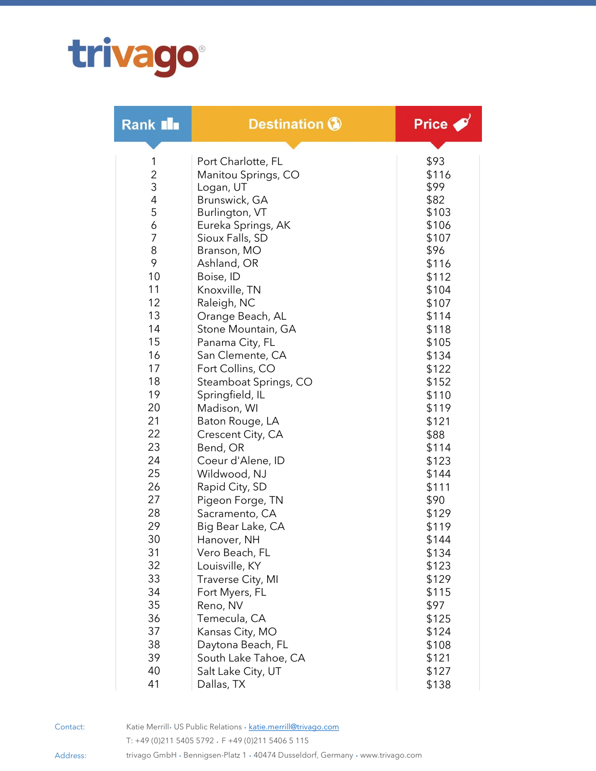trivago

| Rank | Destination | Price |
|---|---|---|
| 1 | Port Charlotte, FL | $93 |
| 2 | Manitou Springs, CO | $116 |
| 3 | Logan, UT | $99 |
| 4 | Brunswick, GA | $82 |
| 5 | Burlington, VT | $103 |
| 6 | Eureka Springs, AK | $106 |
| 7 | Sioux Falls, SD | $107 |
| 8 | Branson, MO | $96 |
| 9 | Ashland, OR | $116 |
| 10 | Boise, ID | $112 |
| 11 | Knoxville, TN | $104 |
| 12 | Raleigh, NC | $107 |
| 13 | Orange Beach, AL | $114 |
| 14 | Stone Mountain, GA | $118 |
| 15 | Panama City, FL | $105 |
| 16 | San Clemente, CA | $134 |
| 17 | Fort Collins, CO | $122 |
| 18 | Steamboat Springs, CO | $152 |
| 19 | Springfield, IL | $110 |
| 20 | Madison, WI | $119 |
| 21 | Baton Rouge, LA | $121 |
| 22 | Crescent City, CA | $88 |
| 23 | Bend, OR | $114 |
| 24 | Coeur d'Alene, ID | $123 |
| 25 | Wildwood, NJ | $144 |
| 26 | Rapid City, SD | $111 |
| 27 | Pigeon Forge, TN | $90 |
| 28 | Sacramento, CA | $129 |
| 29 | Big Bear Lake, CA | $119 |
| 30 | Hanover, NH | $144 |
| 31 | Vero Beach, FL | $134 |
| 32 | Louisville, KY | $123 |
| 33 | Traverse City, MI | $129 |
| 34 | Fort Myers, FL | $115 |
| 35 | Reno, NV | $97 |
| 36 | Temecula, CA | $125 |
| 37 | Kansas City, MO | $124 |
| 38 | Daytona Beach, FL | $108 |
| 39 | South Lake Tahoe, CA | $121 |
| 40 | Salt Lake City, UT | $127 |
| 41 | Dallas, TX | $138 |

Contact: Katie Merrill· US Public Relations · katie.merrill@trivago.com
T: +49 (0)211 5405 5792 · F +49 (0)211 5406 5 115

Address: trivago GmbH · Bennigsen-Platz 1 · 40474 Dusseldorf, Germany · www.trivago.com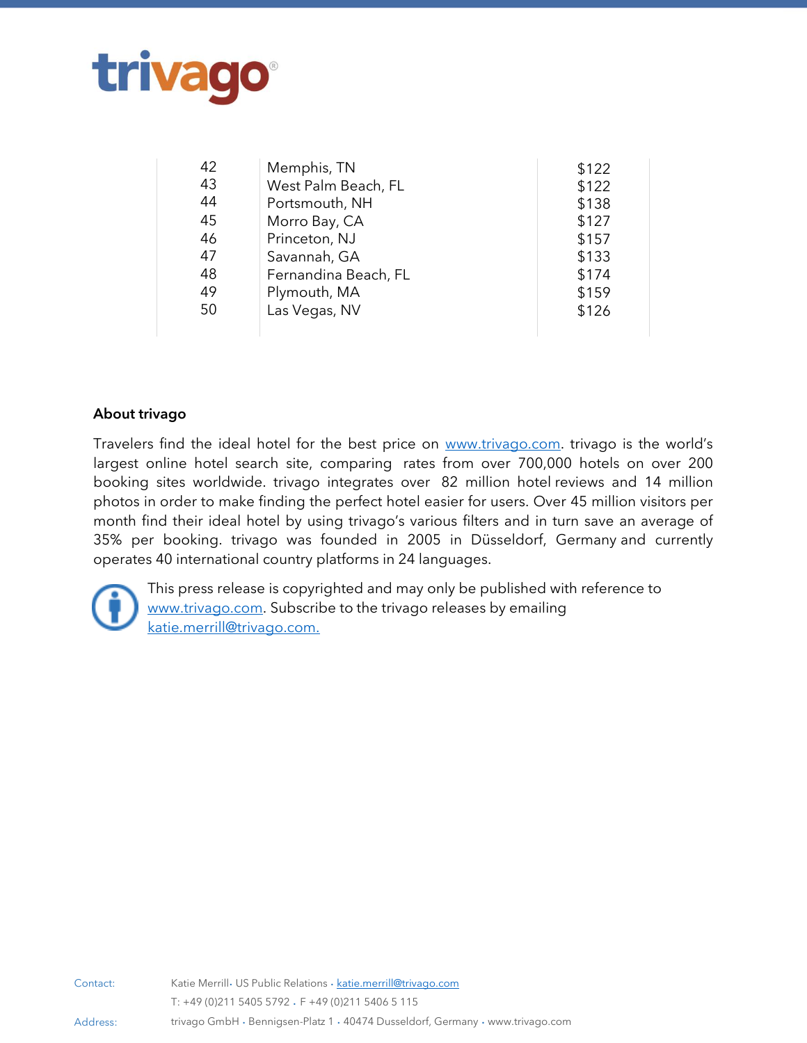| | | |
|---|---|---|
| 42 | Memphis, TN | $122 |
| 43 | West Palm Beach, FL | $122 |
| 44 | Portsmouth, NH | $138 |
| 45 | Morro Bay, CA | $127 |
| 46 | Princeton, NJ | $157 |
| 47 | Savannah, GA | $133 |
| 48 | Fernandina Beach, FL | $174 |
| 49 | Plymouth, MA | $159 |
| 50 | Las Vegas, NV | $126 |

**About trivago**

Travelers find the ideal hotel for the best price on www.trivago.com. trivago is the world's largest online hotel search site, comparing rates from over 700,000 hotels on over 200 booking sites worldwide. trivago integrates over 82 million hotel reviews and 14 million photos in order to make finding the perfect hotel easier for users. Over 45 million visitors per month find their ideal hotel by using trivago's various filters and in turn save an average of 35% per booking. trivago was founded in 2005 in Düsseldorf, Germany and currently operates 40 international country platforms in 24 languages.

This press release is copyrighted and may only be published with reference to www.trivago.com. Subscribe to the trivago releases by emailing katie.merrill@trivago.com.

Contact: Katie Merrill · US Public Relations · katie.merrill@trivago.com
T: +49 (0)211 5405 5792 · F +49 (0)211 5406 5 115

Address: trivago GmbH · Bennigsen-Platz 1 · 40474 Dusseldorf, Germany · www.trivago.com